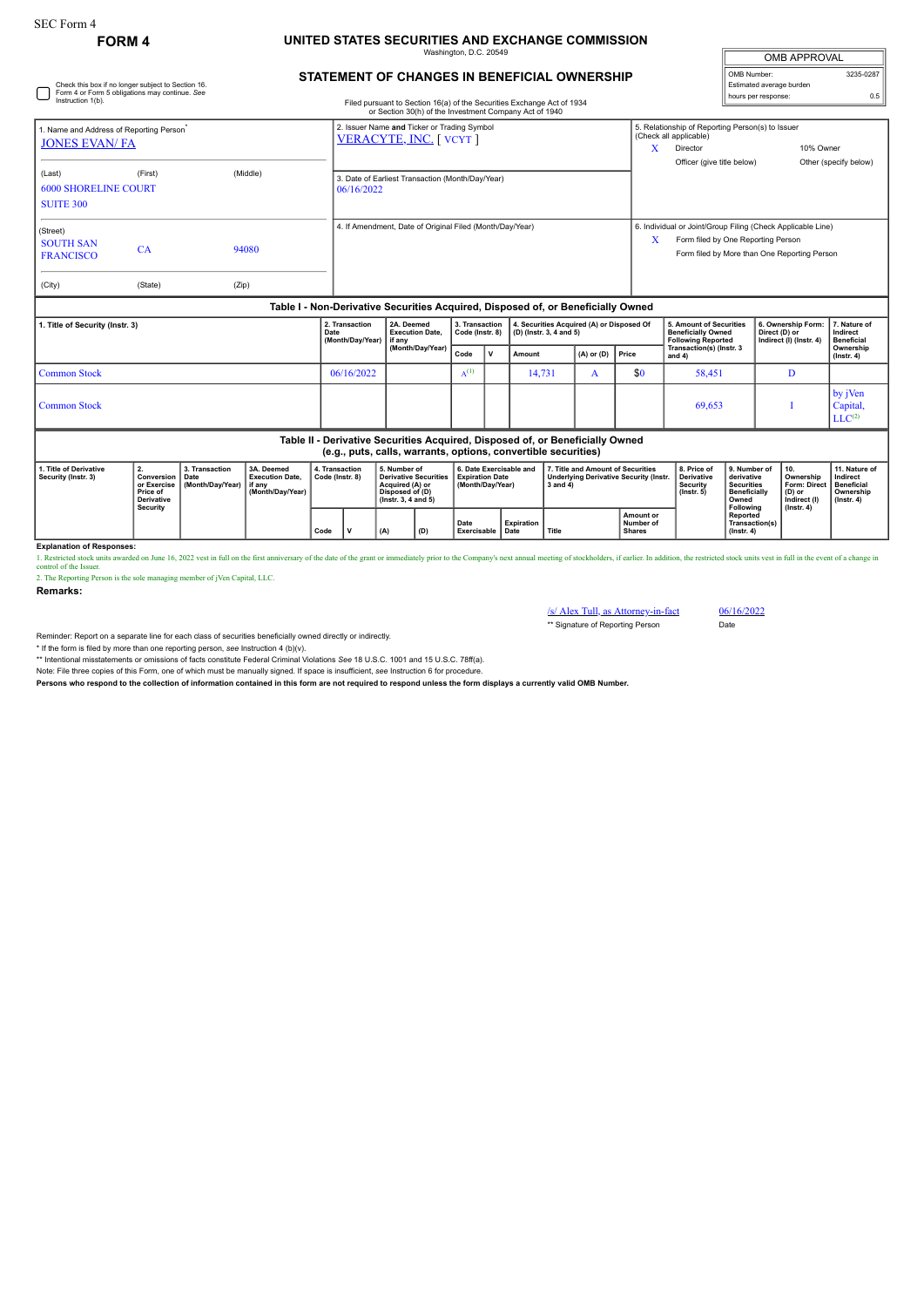SEC Form 4

**FORM 4**

# UNITED STATES SECURITIES AND EXCHANGE COMMISSION

Washington, D.C. 20549

## STATEMENT OF CHANGES IN BENEFICIAL OWNERSHIP

Filed pursuant to Section 16(a) of the Securities Exchange Act of 1934 or Section 30(h) of the Investment Company Act of 1940

| OMB APPROVAL | |
|---|---|
| OMB Number: | 3235-0287 |
| Estimated average burden | |
| hours per response: | 0.5 |

☐ Check this box if no longer subject to Section 16. Form 4 or Form 5 obligations may continue. *See* Instruction 1(b).

1. Name and Address of Reporting Person*
JONES EVAN/ FA

(Last) (First) (Middle)
6000 SHORELINE COURT
SUITE 300

(Street)
SOUTH SAN FRANCISCO CA 94080

(City) (State) (Zip)

2. Issuer Name **and** Ticker or Trading Symbol
VERACYTE, INC. [ VCYT ]

3. Date of Earliest Transaction (Month/Day/Year)
06/16/2022

4. If Amendment, Date of Original Filed (Month/Day/Year)

5. Relationship of Reporting Person(s) to Issuer (Check all applicable)
X Director
10% Owner
Officer (give title below)
Other (specify below)

6. Individual or Joint/Group Filing (Check Applicable Line)
X Form filed by One Reporting Person
Form filed by More than One Reporting Person

### Table I - Non-Derivative Securities Acquired, Disposed of, or Beneficially Owned

| 1. Title of Security (Instr. 3) | 2. Transaction Date (Month/Day/Year) | 2A. Deemed Execution Date, if any (Month/Day/Year) | 3. Transaction Code (Instr. 8) | | 4. Securities Acquired (A) or Disposed Of (D) (Instr. 3, 4 and 5) | | | 5. Amount of Securities Beneficially Owned Following Reported Transaction(s) (Instr. 3 and 4) | 6. Ownership Form: Direct (D) or Indirect (I) (Instr. 4) | 7. Nature of Indirect Beneficial Ownership (Instr. 4) |
|---|---|---|---|---|---|---|---|---|---|---|
| | | | Code | V | Amount | (A) or (D) | Price | | | |
| Common Stock | 06/16/2022 | | A[(1)] | | 14,731 | A | $0 | 58,451 | D | |
| Common Stock | | | | | | | | 69,653 | I | by jVen Capital, LLC[(2)] |

### Table II - Derivative Securities Acquired, Disposed of, or Beneficially Owned (e.g., puts, calls, warrants, options, convertible securities)

| 1. Title of Derivative Security (Instr. 3) | 2. Conversion or Exercise Price of Derivative Security | 3. Transaction Date (Month/Day/Year) | 3A. Deemed Execution Date, if any (Month/Day/Year) | 4. Transaction Code (Instr. 8) | | 5. Number of Derivative Securities Acquired (A) or Disposed of (D) (Instr. 3, 4 and 5) | | 6. Date Exercisable and Expiration Date (Month/Day/Year) | | 7. Title and Amount of Securities Underlying Derivative Security (Instr. 3 and 4) | | 8. Price of Derivative Security (Instr. 5) | 9. Number of derivative Securities Beneficially Owned Following Reported Transaction(s) (Instr. 4) | 10. Ownership Form: Direct (D) or Indirect (I) (Instr. 4) | 11. Nature of Indirect Beneficial Ownership (Instr. 4) |
|---|---|---|---|---|---|---|---|---|---|---|---|---|---|---|---|
| | | | | Code | V | (A) | (D) | Date Exercisable | Expiration Date | Title | Amount or Number of Shares | | | | |

**Explanation of Responses:**

1. Restricted stock units awarded on June 16, 2022 vest in full on the first anniversary of the date of the grant or immediately prior to the Company's next annual meeting of stockholders, if earlier. In addition, the restricted stock units vest in full in the event of a change in control of the Issuer.

2. The Reporting Person is the sole managing member of jVen Capital, LLC.

**Remarks:**

/s/ Alex Tull, as Attorney-in-fact 06/16/2022

** Signature of Reporting Person Date

Reminder: Report on a separate line for each class of securities beneficially owned directly or indirectly.

* If the form is filed by more than one reporting person, *see* Instruction 4 (b)(v).

** Intentional misstatements or omissions of facts constitute Federal Criminal Violations *See* 18 U.S.C. 1001 and 15 U.S.C. 78ff(a).

Note: File three copies of this Form, one of which must be manually signed. If space is insufficient, *see* Instruction 6 for procedure.

**Persons who respond to the collection of information contained in this form are not required to respond unless the form displays a currently valid OMB Number.**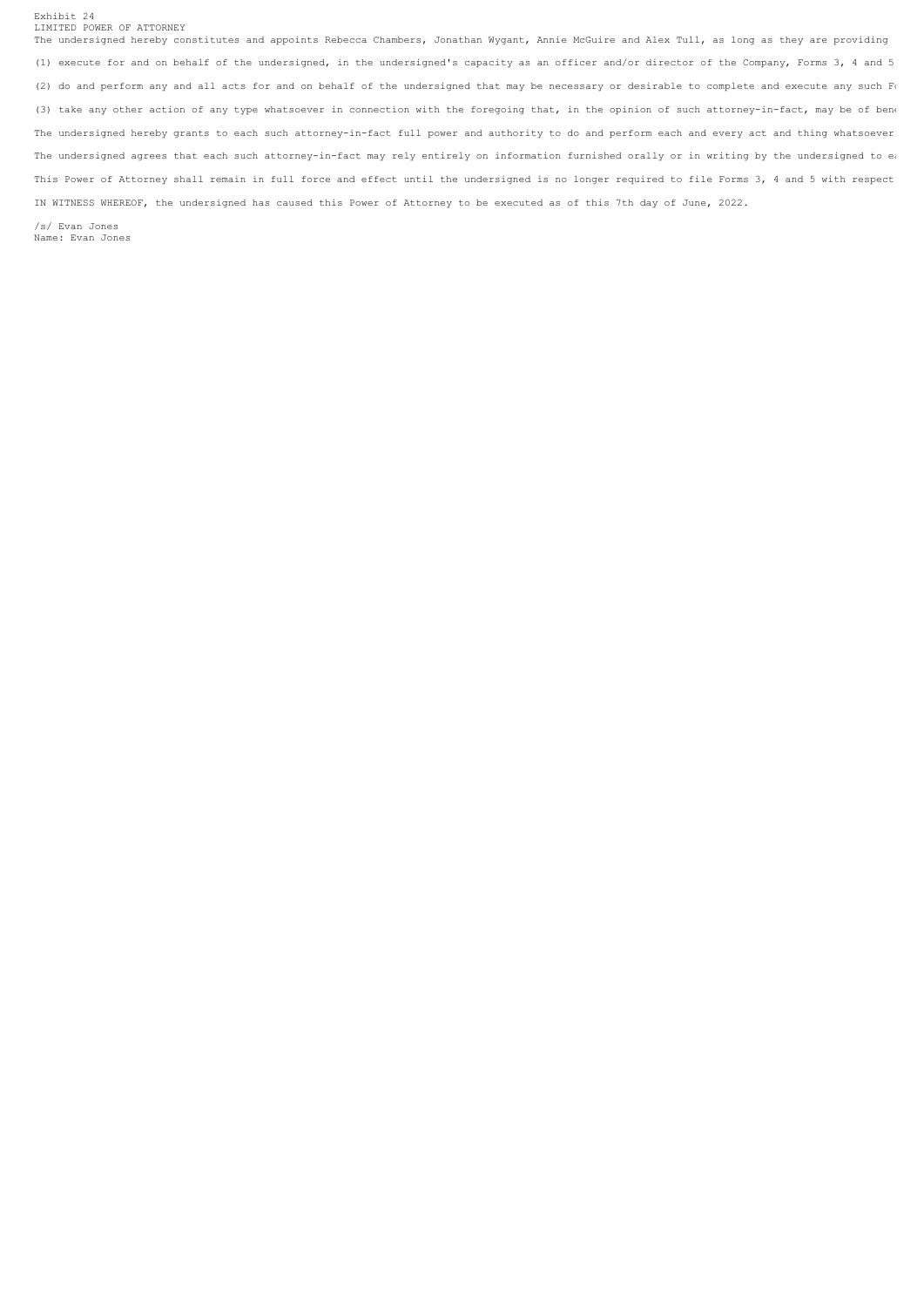Exhibit 24

LIMITED POWER OF ATTORNEY

The undersigned hereby constitutes and appoints Rebecca Chambers, Jonathan Wygant, Annie McGuire and Alex Tull, as long as they are providing

(1) execute for and on behalf of the undersigned, in the undersigned's capacity as an officer and/or director of the Company, Forms 3, 4 and 5

(2) do and perform any and all acts for and on behalf of the undersigned that may be necessary or desirable to complete and execute any such Fo

(3) take any other action of any type whatsoever in connection with the foregoing that, in the opinion of such attorney-in-fact, may be of bene

The undersigned hereby grants to each such attorney-in-fact full power and authority to do and perform each and every act and thing whatsoever

The undersigned agrees that each such attorney-in-fact may rely entirely on information furnished orally or in writing by the undersigned to ea

This Power of Attorney shall remain in full force and effect until the undersigned is no longer required to file Forms 3, 4 and 5 with respect

IN WITNESS WHEREOF, the undersigned has caused this Power of Attorney to be executed as of this 7th day of June, 2022.

/s/ Evan Jones
Name: Evan Jones